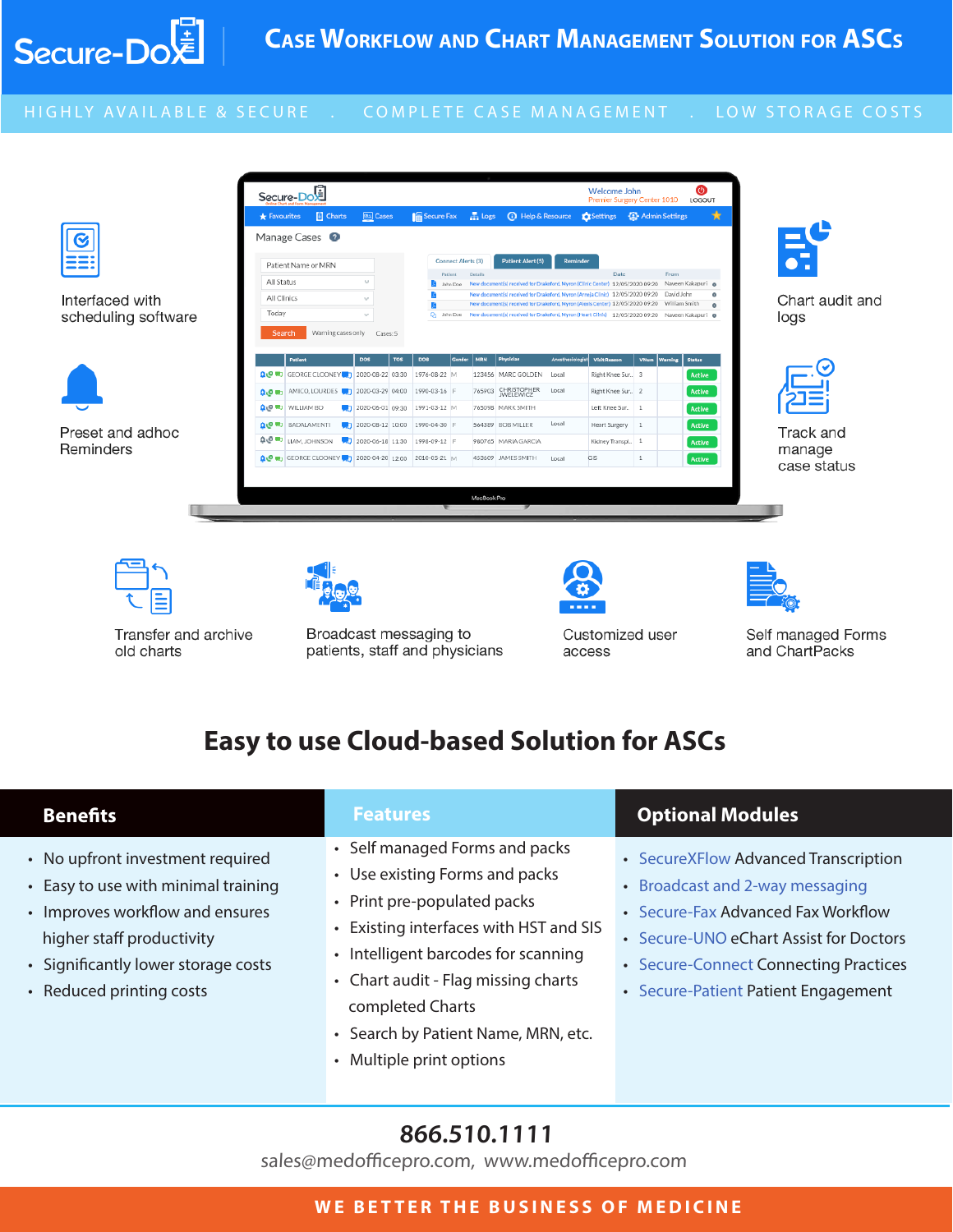# Secure-Dox

## Case Workflow and Chart Management Solution for ASCs

HIGHLY AVAILABLE & SECURE . COMPLETE CASE MANAGEMENT . LOW STORAGE COSTS

Interfaced with scheduling software

Preset and adhoc Reminders

Chart audit and logs

Track and manage case status

Transfer and archive old charts

Broadcast messaging to patients, staff and physicians

Customized user access

Self managed Forms and ChartPacks

## Easy to use Cloud-based Solution for ASCs

### Benefits

- No upfront investment required
- Easy to use with minimal training
- Improves workflow and ensures higher staff productivity
- Significantly lower storage costs
- Reduced printing costs

### Features

- Self managed Forms and packs
- Use existing Forms and packs
- Print pre-populated packs
- Existing interfaces with HST and SIS
- Intelligent barcodes for scanning
- Chart audit - Flag missing charts completed Charts
- Search by Patient Name, MRN, etc.
- Multiple print options

### Optional Modules

- SecureXFlow Advanced Transcription
- Broadcast and 2-way messaging
- Secure-Fax Advanced Fax Workflow
- Secure-UNO eChart Assist for Doctors
- Secure-Connect Connecting Practices
- Secure-Patient Patient Engagement

**866.510.1111**

sales@medofficepro.com, www.medofficepro.com

WE BETTER THE BUSINESS OF MEDICINE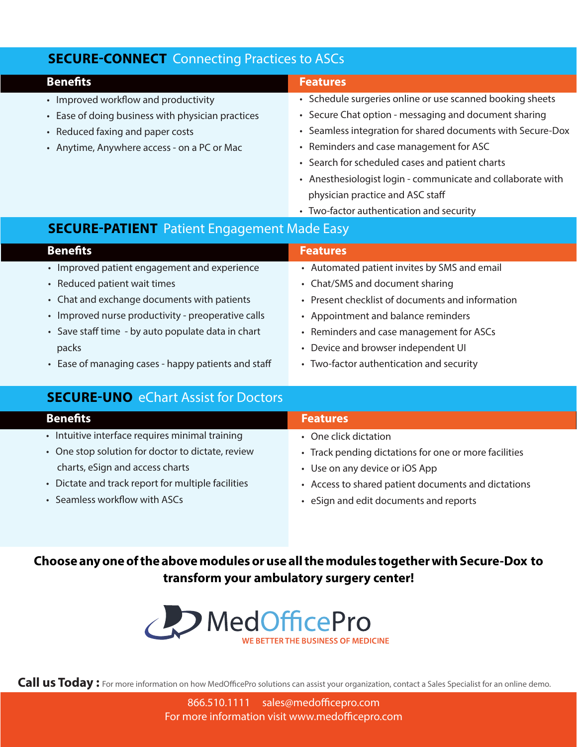## SECURE-CONNECT Connecting Practices to ASCs

**Benefits**

- Improved workflow and productivity
- Ease of doing business with physician practices
- Reduced faxing and paper costs
- Anytime, Anywhere access - on a PC or Mac

**Features**

- Schedule surgeries online or use scanned booking sheets
- Secure Chat option - messaging and document sharing
- Seamless integration for shared documents with Secure-Dox
- Reminders and case management for ASC
- Search for scheduled cases and patient charts
- Anesthesiologist login - communicate and collaborate with physician practice and ASC staff
- Two-factor authentication and security

## SECURE-PATIENT Patient Engagement Made Easy

**Benefits**

- Improved patient engagement and experience
- Reduced patient wait times
- Chat and exchange documents with patients
- Improved nurse productivity - preoperative calls
- Save staff time - by auto populate data in chart packs
- Ease of managing cases - happy patients and staff

**Features**

- Automated patient invites by SMS and email
- Chat/SMS and document sharing
- Present checklist of documents and information
- Appointment and balance reminders
- Reminders and case management for ASCs
- Device and browser independent UI
- Two-factor authentication and security

## SECURE-UNO eChart Assist for Doctors

**Benefits**

- Intuitive interface requires minimal training
- One stop solution for doctor to dictate, review charts, eSign and access charts
- Dictate and track report for multiple facilities
- Seamless workflow with ASCs

**Features**

- One click dictation
- Track pending dictations for one or more facilities
- Use on any device or iOS App
- Access to shared patient documents and dictations
- eSign and edit documents and reports

**Choose any one of the above modules or use all the modules together with Secure-Dox to transform your ambulatory surgery center!**

MedOfficePro
WE BETTER THE BUSINESS OF MEDICINE

**Call us Today :** For more information on how MedOfficePro solutions can assist your organization, contact a Sales Specialist for an online demo.

866.510.1111 sales@medofficepro.com
For more information visit www.medofficepro.com